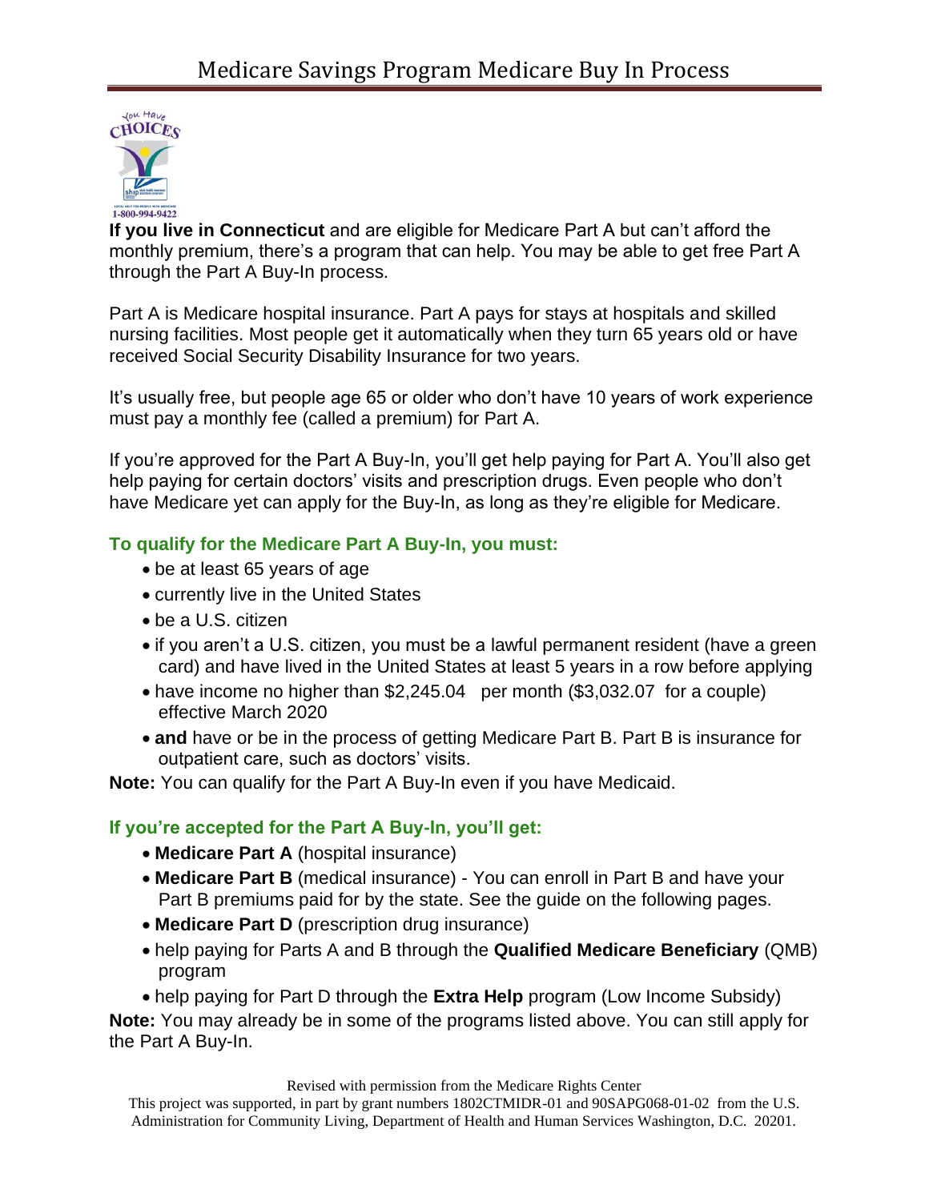# Medicare Savings Program Medicare Buy In Process

**If you live in Connecticut** and are eligible for Medicare Part A but can't afford the monthly premium, there's a program that can help. You may be able to get free Part A through the Part A Buy-In process.

Part A is Medicare hospital insurance. Part A pays for stays at hospitals and skilled nursing facilities. Most people get it automatically when they turn 65 years old or have received Social Security Disability Insurance for two years.

It's usually free, but people age 65 or older who don't have 10 years of work experience must pay a monthly fee (called a premium) for Part A.

If you're approved for the Part A Buy-In, you'll get help paying for Part A. You'll also get help paying for certain doctors' visits and prescription drugs. Even people who don't have Medicare yet can apply for the Buy-In, as long as they're eligible for Medicare.

### To qualify for the Medicare Part A Buy-In, you must:

- be at least 65 years of age
- currently live in the United States
- be a U.S. citizen
- if you aren't a U.S. citizen, you must be a lawful permanent resident (have a green card) and have lived in the United States at least 5 years in a row before applying
- have income no higher than $2,245.04 per month ($3,032.07 for a couple) effective March 2020
- **and** have or be in the process of getting Medicare Part B. Part B is insurance for outpatient care, such as doctors' visits.

**Note:** You can qualify for the Part A Buy-In even if you have Medicaid.

### If you're accepted for the Part A Buy-In, you'll get:

- **Medicare Part A** (hospital insurance)
- **Medicare Part B** (medical insurance) - You can enroll in Part B and have your Part B premiums paid for by the state. See the guide on the following pages.
- **Medicare Part D** (prescription drug insurance)
- help paying for Parts A and B through the **Qualified Medicare Beneficiary** (QMB) program
- help paying for Part D through the **Extra Help** program (Low Income Subsidy)

**Note:** You may already be in some of the programs listed above. You can still apply for the Part A Buy-In.

Revised with permission from the Medicare Rights Center

This project was supported, in part by grant numbers 1802CTMIDR-01 and 90SAPG068-01-02 from the U.S. Administration for Community Living, Department of Health and Human Services Washington, D.C. 20201.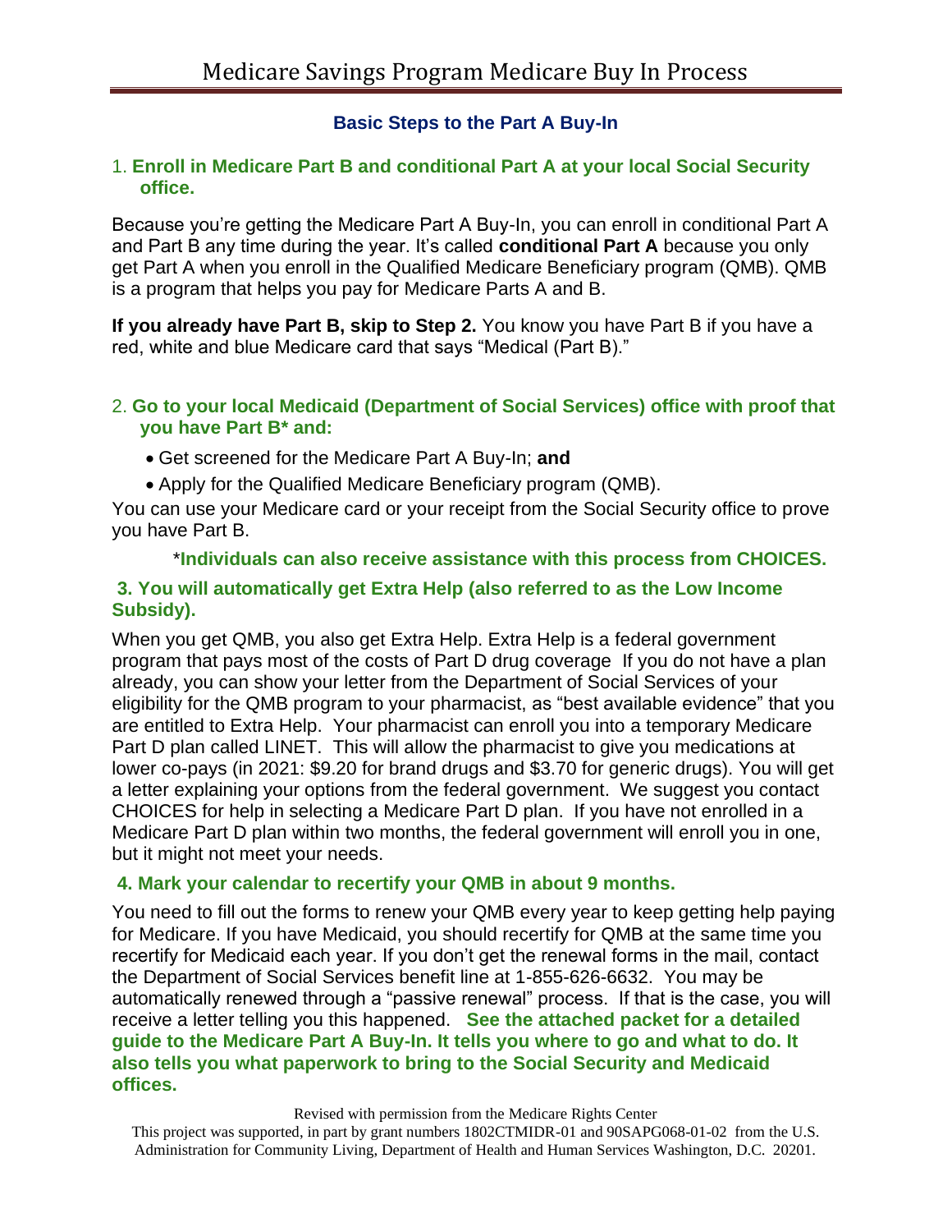# Medicare Savings Program Medicare Buy In Process

## Basic Steps to the Part A Buy-In

### 1. Enroll in Medicare Part B and conditional Part A at your local Social Security office.

Because you're getting the Medicare Part A Buy-In, you can enroll in conditional Part A and Part B any time during the year. It's called **conditional Part A** because you only get Part A when you enroll in the Qualified Medicare Beneficiary program (QMB). QMB is a program that helps you pay for Medicare Parts A and B.

**If you already have Part B, skip to Step 2.** You know you have Part B if you have a red, white and blue Medicare card that says "Medical (Part B)."

### 2. Go to your local Medicaid (Department of Social Services) office with proof that you have Part B* and:

- Get screened for the Medicare Part A Buy-In; **and**
- Apply for the Qualified Medicare Beneficiary program (QMB).

You can use your Medicare card or your receipt from the Social Security office to prove you have Part B.

*__Individuals can also receive assistance with this process from CHOICES.__

### 3. You will automatically get Extra Help (also referred to as the Low Income Subsidy).

When you get QMB, you also get Extra Help. Extra Help is a federal government program that pays most of the costs of Part D drug coverage  If you do not have a plan already, you can show your letter from the Department of Social Services of your eligibility for the QMB program to your pharmacist, as "best available evidence" that you are entitled to Extra Help.  Your pharmacist can enroll you into a temporary Medicare Part D plan called LINET.  This will allow the pharmacist to give you medications at lower co-pays (in 2021: $9.20 for brand drugs and $3.70 for generic drugs). You will get a letter explaining your options from the federal government.  We suggest you contact CHOICES for help in selecting a Medicare Part D plan.  If you have not enrolled in a Medicare Part D plan within two months, the federal government will enroll you in one, but it might not meet your needs.

### 4. Mark your calendar to recertify your QMB in about 9 months.

You need to fill out the forms to renew your QMB every year to keep getting help paying for Medicare. If you have Medicaid, you should recertify for QMB at the same time you recertify for Medicaid each year. If you don't get the renewal forms in the mail, contact the Department of Social Services benefit line at 1-855-626-6632.  You may be automatically renewed through a "passive renewal" process.  If that is the case, you will receive a letter telling you this happened.   **See the attached packet for a detailed guide to the Medicare Part A Buy-In. It tells you where to go and what to do. It also tells you what paperwork to bring to the Social Security and Medicaid offices.**

Revised with permission from the Medicare Rights Center

This project was supported, in part by grant numbers 1802CTMIDR-01 and 90SAPG068-01-02 from the U.S. Administration for Community Living, Department of Health and Human Services Washington, D.C. 20201.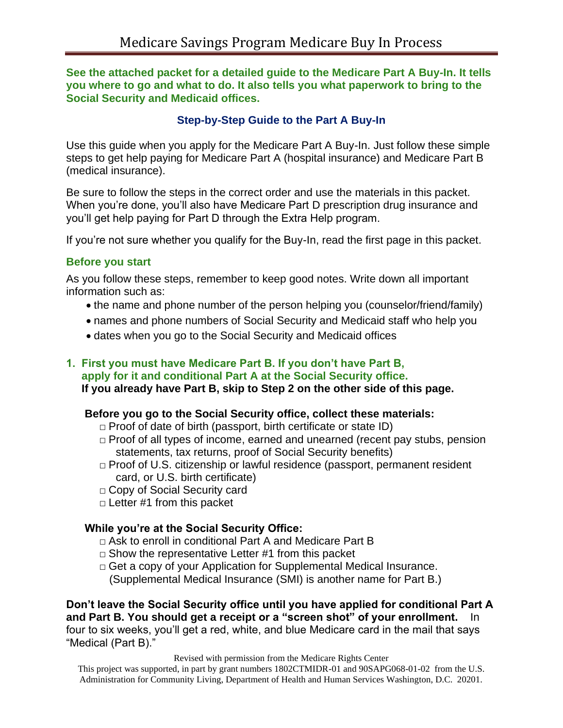# Medicare Savings Program Medicare Buy In Process

**See the attached packet for a detailed guide to the Medicare Part A Buy-In. It tells you where to go and what to do. It also tells you what paperwork to bring to the Social Security and Medicaid offices.**

## Step-by-Step Guide to the Part A Buy-In

Use this guide when you apply for the Medicare Part A Buy-In. Just follow these simple steps to get help paying for Medicare Part A (hospital insurance) and Medicare Part B (medical insurance).

Be sure to follow the steps in the correct order and use the materials in this packet. When you're done, you'll also have Medicare Part D prescription drug insurance and you'll get help paying for Part D through the Extra Help program.

If you're not sure whether you qualify for the Buy-In, read the first page in this packet.

### Before you start

As you follow these steps, remember to keep good notes. Write down all important information such as:

- the name and phone number of the person helping you (counselor/friend/family)
- names and phone numbers of Social Security and Medicaid staff who help you
- dates when you go to the Social Security and Medicaid offices

### 1. First you must have Medicare Part B. If you don't have Part B, apply for it and conditional Part A at the Social Security office.

**If you already have Part B, skip to Step 2 on the other side of this page.**

**Before you go to the Social Security office, collect these materials:**

- □ Proof of date of birth (passport, birth certificate or state ID)
- □ Proof of all types of income, earned and unearned (recent pay stubs, pension statements, tax returns, proof of Social Security benefits)
- □ Proof of U.S. citizenship or lawful residence (passport, permanent resident card, or U.S. birth certificate)
- □ Copy of Social Security card
- □ Letter #1 from this packet

**While you're at the Social Security Office:**

- □ Ask to enroll in conditional Part A and Medicare Part B
- □ Show the representative Letter #1 from this packet
- □ Get a copy of your Application for Supplemental Medical Insurance. (Supplemental Medical Insurance (SMI) is another name for Part B.)

**Don't leave the Social Security office until you have applied for conditional Part A and Part B. You should get a receipt or a "screen shot" of your enrollment.** In four to six weeks, you'll get a red, white, and blue Medicare card in the mail that says "Medical (Part B)."

Revised with permission from the Medicare Rights Center

This project was supported, in part by grant numbers 1802CTMIDR-01 and 90SAPG068-01-02 from the U.S. Administration for Community Living, Department of Health and Human Services Washington, D.C. 20201.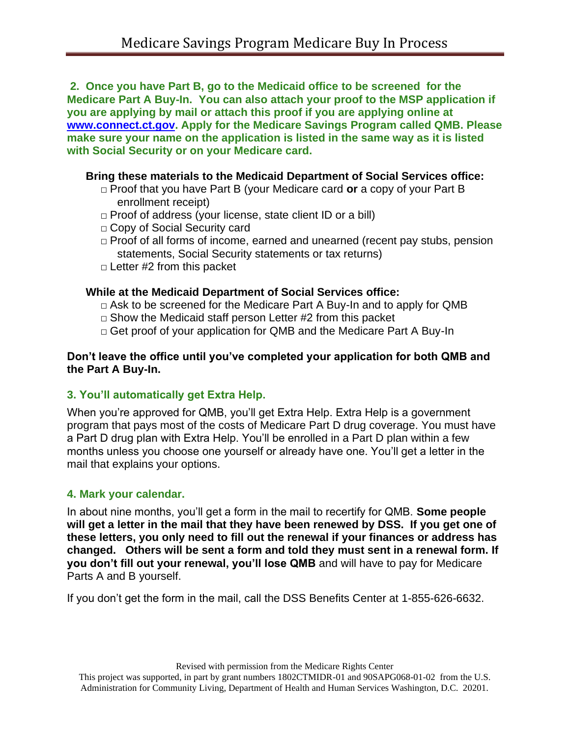# Medicare Savings Program Medicare Buy In Process

**2. Once you have Part B, go to the Medicaid office to be screened for the Medicare Part A Buy-In. You can also attach your proof to the MSP application if you are applying by mail or attach this proof if you are applying online at [www.connect.ct.gov](http://www.connect.ct.gov). Apply for the Medicare Savings Program called QMB. Please make sure your name on the application is listed in the same way as it is listed with Social Security or on your Medicare card.**

**Bring these materials to the Medicaid Department of Social Services office:**

- □ Proof that you have Part B (your Medicare card **or** a copy of your Part B enrollment receipt)
- □ Proof of address (your license, state client ID or a bill)
- □ Copy of Social Security card
- □ Proof of all forms of income, earned and unearned (recent pay stubs, pension statements, Social Security statements or tax returns)
- □ Letter #2 from this packet

**While at the Medicaid Department of Social Services office:**

- □ Ask to be screened for the Medicare Part A Buy-In and to apply for QMB
- □ Show the Medicaid staff person Letter #2 from this packet
- □ Get proof of your application for QMB and the Medicare Part A Buy-In

**Don't leave the office until you've completed your application for both QMB and the Part A Buy-In.**

### 3. You'll automatically get Extra Help.

When you're approved for QMB, you'll get Extra Help. Extra Help is a government program that pays most of the costs of Medicare Part D drug coverage. You must have a Part D drug plan with Extra Help. You'll be enrolled in a Part D plan within a few months unless you choose one yourself or already have one. You'll get a letter in the mail that explains your options.

### 4. Mark your calendar.

In about nine months, you'll get a form in the mail to recertify for QMB. **Some people will get a letter in the mail that they have been renewed by DSS. If you get one of these letters, you only need to fill out the renewal if your finances or address has changed. Others will be sent a form and told they must sent in a renewal form. If you don't fill out your renewal, you'll lose QMB** and will have to pay for Medicare Parts A and B yourself.

If you don't get the form in the mail, call the DSS Benefits Center at 1-855-626-6632.

Revised with permission from the Medicare Rights Center

This project was supported, in part by grant numbers 1802CTMIDR-01 and 90SAPG068-01-02 from the U.S. Administration for Community Living, Department of Health and Human Services Washington, D.C. 20201.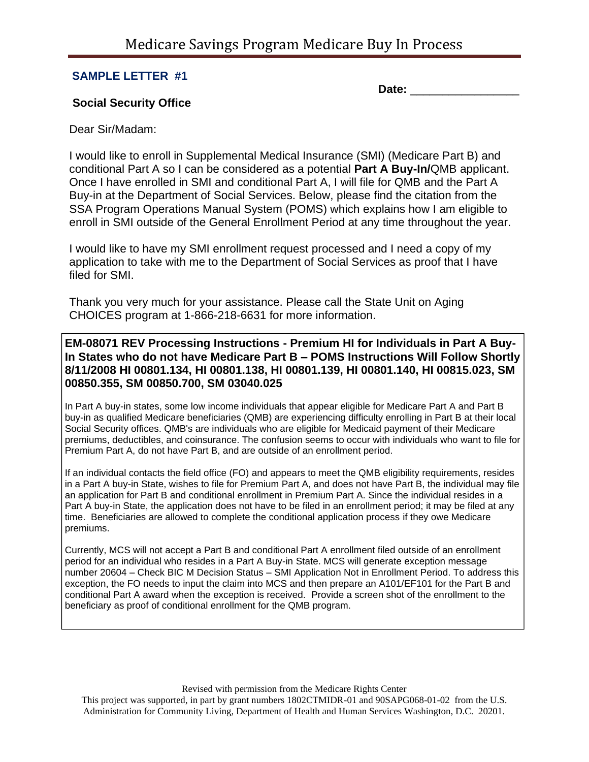**SAMPLE LETTER #1**

**Date:** ________________

**Social Security Office**

Dear Sir/Madam:

I would like to enroll in Supplemental Medical Insurance (SMI) (Medicare Part B) and conditional Part A so I can be considered as a potential **Part A Buy-In/**QMB applicant. Once I have enrolled in SMI and conditional Part A, I will file for QMB and the Part A Buy-in at the Department of Social Services. Below, please find the citation from the SSA Program Operations Manual System (POMS) which explains how I am eligible to enroll in SMI outside of the General Enrollment Period at any time throughout the year.

I would like to have my SMI enrollment request processed and I need a copy of my application to take with me to the Department of Social Services as proof that I have filed for SMI.

Thank you very much for your assistance. Please call the State Unit on Aging CHOICES program at 1-866-218-6631 for more information.

**EM-08071 REV Processing Instructions - Premium HI for Individuals in Part A Buy-In States who do not have Medicare Part B – POMS Instructions Will Follow Shortly 8/11/2008 HI 00801.134, HI 00801.138, HI 00801.139, HI 00801.140, HI 00815.023, SM 00850.355, SM 00850.700, SM 03040.025**

In Part A buy-in states, some low income individuals that appear eligible for Medicare Part A and Part B buy-in as qualified Medicare beneficiaries (QMB) are experiencing difficulty enrolling in Part B at their local Social Security offices. QMB's are individuals who are eligible for Medicaid payment of their Medicare premiums, deductibles, and coinsurance. The confusion seems to occur with individuals who want to file for Premium Part A, do not have Part B, and are outside of an enrollment period.

If an individual contacts the field office (FO) and appears to meet the QMB eligibility requirements, resides in a Part A buy-in State, wishes to file for Premium Part A, and does not have Part B, the individual may file an application for Part B and conditional enrollment in Premium Part A. Since the individual resides in a Part A buy-in State, the application does not have to be filed in an enrollment period; it may be filed at any time. Beneficiaries are allowed to complete the conditional application process if they owe Medicare premiums.

Currently, MCS will not accept a Part B and conditional Part A enrollment filed outside of an enrollment period for an individual who resides in a Part A Buy-in State. MCS will generate exception message number 20604 – Check BIC M Decision Status – SMI Application Not in Enrollment Period. To address this exception, the FO needs to input the claim into MCS and then prepare an A101/EF101 for the Part B and conditional Part A award when the exception is received. Provide a screen shot of the enrollment to the beneficiary as proof of conditional enrollment for the QMB program.

Revised with permission from the Medicare Rights Center

This project was supported, in part by grant numbers 1802CTMIDR-01 and 90SAPG068-01-02 from the U.S. Administration for Community Living, Department of Health and Human Services Washington, D.C. 20201.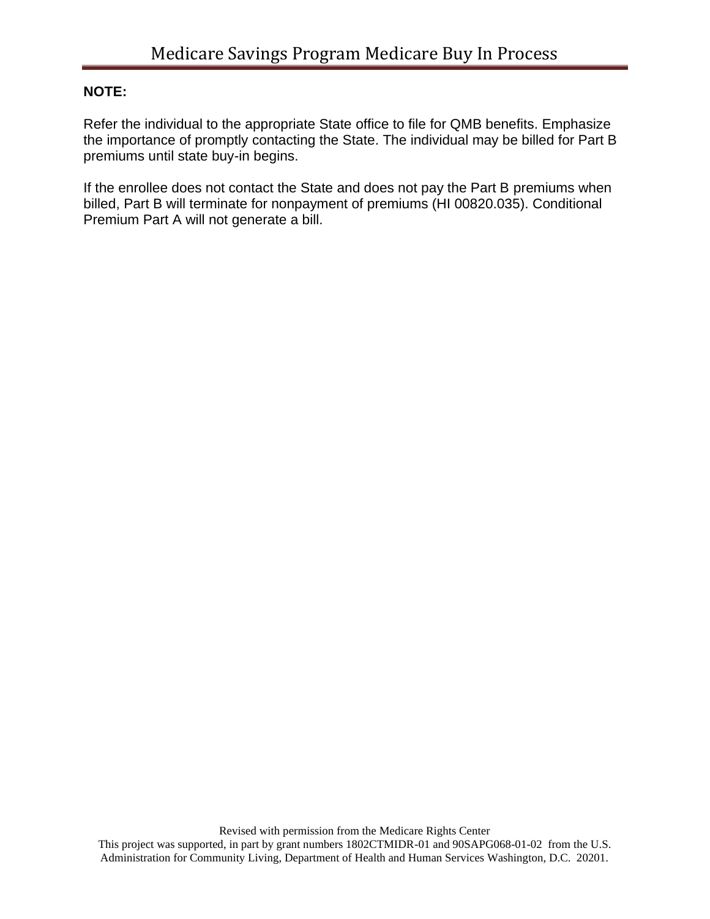**NOTE:**

Refer the individual to the appropriate State office to file for QMB benefits. Emphasize the importance of promptly contacting the State. The individual may be billed for Part B premiums until state buy-in begins.

If the enrollee does not contact the State and does not pay the Part B premiums when billed, Part B will terminate for nonpayment of premiums (HI 00820.035). Conditional Premium Part A will not generate a bill.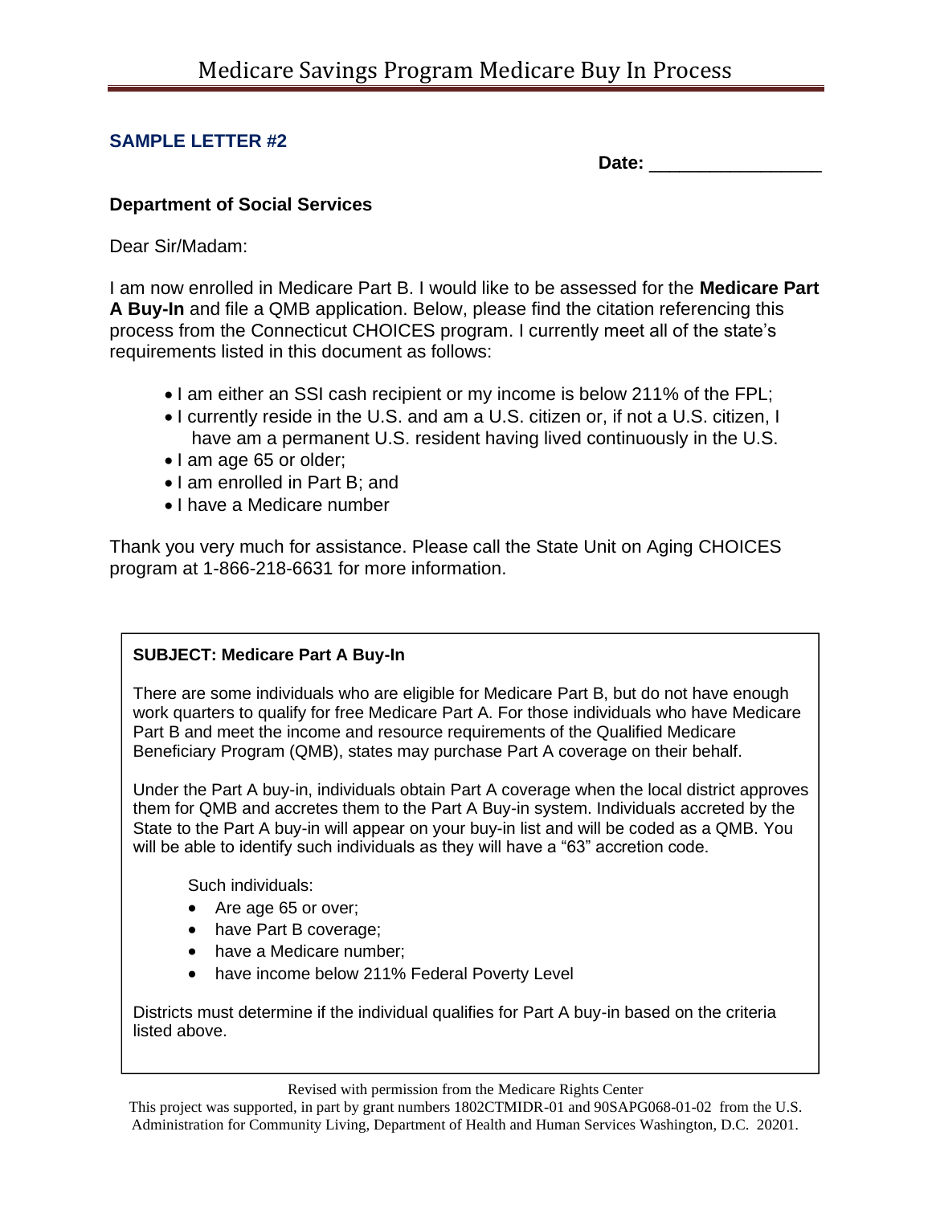**SAMPLE LETTER #2**

**Date:** _________________

**Department of Social Services**

Dear Sir/Madam:

I am now enrolled in Medicare Part B. I would like to be assessed for the **Medicare Part A Buy-In** and file a QMB application. Below, please find the citation referencing this process from the Connecticut CHOICES program. I currently meet all of the state's requirements listed in this document as follows:

- I am either an SSI cash recipient or my income is below 211% of the FPL;
- I currently reside in the U.S. and am a U.S. citizen or, if not a U.S. citizen, I have am a permanent U.S. resident having lived continuously in the U.S.
- I am age 65 or older;
- I am enrolled in Part B; and
- I have a Medicare number

Thank you very much for assistance. Please call the State Unit on Aging CHOICES program at 1-866-218-6631 for more information.

**SUBJECT: Medicare Part A Buy-In**

There are some individuals who are eligible for Medicare Part B, but do not have enough work quarters to qualify for free Medicare Part A. For those individuals who have Medicare Part B and meet the income and resource requirements of the Qualified Medicare Beneficiary Program (QMB), states may purchase Part A coverage on their behalf.

Under the Part A buy-in, individuals obtain Part A coverage when the local district approves them for QMB and accretes them to the Part A Buy-in system. Individuals accreted by the State to the Part A buy-in will appear on your buy-in list and will be coded as a QMB. You will be able to identify such individuals as they will have a "63" accretion code.

Such individuals:

- Are age 65 or over;
- have Part B coverage;
- have a Medicare number;
- have income below 211% Federal Poverty Level

Districts must determine if the individual qualifies for Part A buy-in based on the criteria listed above.

Revised with permission from the Medicare Rights Center

This project was supported, in part by grant numbers 1802CTMIDR-01 and 90SAPG068-01-02 from the U.S. Administration for Community Living, Department of Health and Human Services Washington, D.C. 20201.